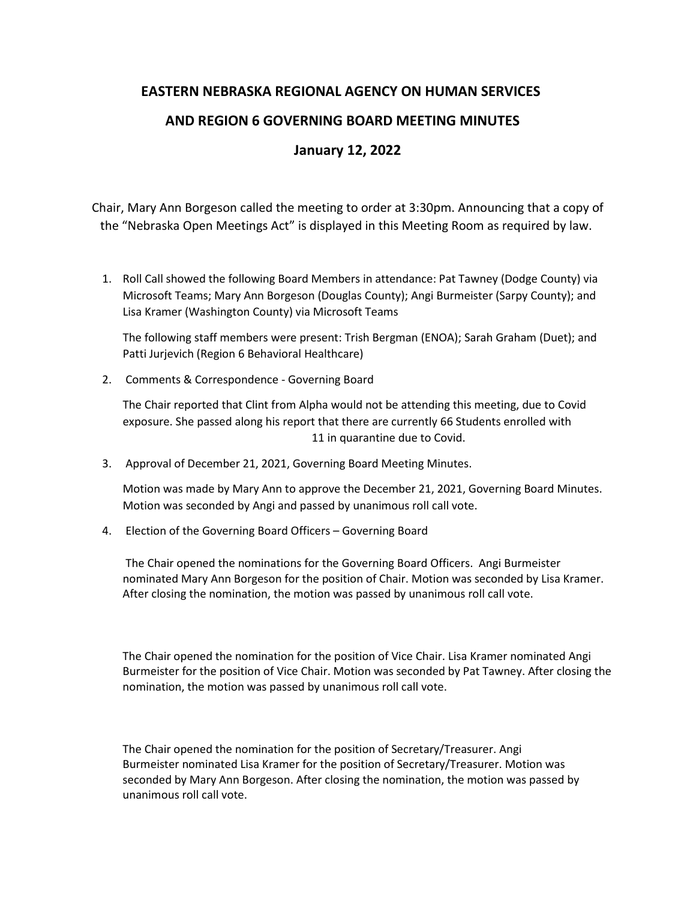# EASTERN NEBRASKA REGIONAL AGENCY ON HUMAN SERVICES

# AND REGION 6 GOVERNING BOARD MEETING MINUTES

## January 12, 2022

Chair, Mary Ann Borgeson called the meeting to order at 3:30pm. Announcing that a copy of the "Nebraska Open Meetings Act" is displayed in this Meeting Room as required by law.

1. Roll Call showed the following Board Members in attendance: Pat Tawney (Dodge County) via Microsoft Teams; Mary Ann Borgeson (Douglas County); Angi Burmeister (Sarpy County); and Lisa Kramer (Washington County) via Microsoft Teams

   The following staff members were present: Trish Bergman (ENOA); Sarah Graham (Duet); and Patti Jurjevich (Region 6 Behavioral Healthcare)

2. Comments & Correspondence - Governing Board

   The Chair reported that Clint from Alpha would not be attending this meeting, due to Covid exposure. She passed along his report that there are currently 66 Students enrolled with 11 in quarantine due to Covid.

3. Approval of December 21, 2021, Governing Board Meeting Minutes.

   Motion was made by Mary Ann to approve the December 21, 2021, Governing Board Minutes. Motion was seconded by Angi and passed by unanimous roll call vote.

4. Election of the Governing Board Officers – Governing Board

   The Chair opened the nominations for the Governing Board Officers. Angi Burmeister nominated Mary Ann Borgeson for the position of Chair. Motion was seconded by Lisa Kramer. After closing the nomination, the motion was passed by unanimous roll call vote.

   The Chair opened the nomination for the position of Vice Chair. Lisa Kramer nominated Angi Burmeister for the position of Vice Chair. Motion was seconded by Pat Tawney. After closing the nomination, the motion was passed by unanimous roll call vote.

   The Chair opened the nomination for the position of Secretary/Treasurer. Angi Burmeister nominated Lisa Kramer for the position of Secretary/Treasurer. Motion was seconded by Mary Ann Borgeson. After closing the nomination, the motion was passed by unanimous roll call vote.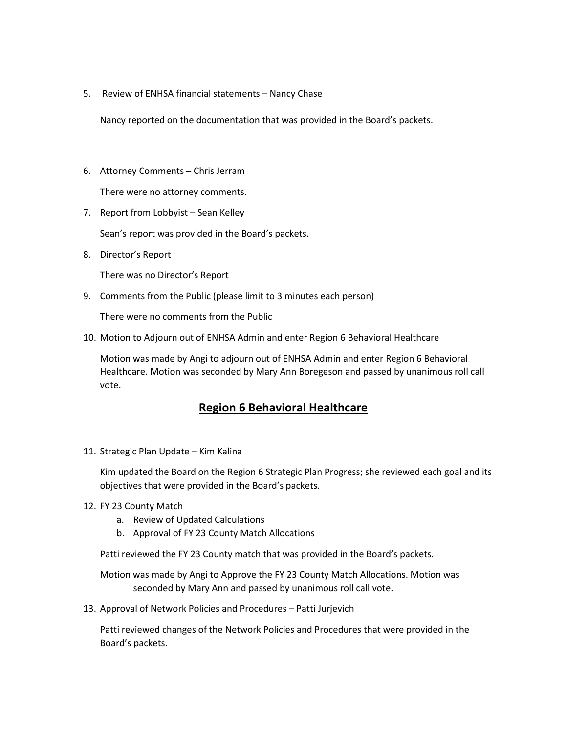5. Review of ENHSA financial statements – Nancy Chase

   Nancy reported on the documentation that was provided in the Board's packets.

6. Attorney Comments – Chris Jerram

   There were no attorney comments.

7. Report from Lobbyist – Sean Kelley

   Sean's report was provided in the Board's packets.

8. Director's Report

   There was no Director's Report

9. Comments from the Public (please limit to 3 minutes each person)

   There were no comments from the Public

10. Motion to Adjourn out of ENHSA Admin and enter Region 6 Behavioral Healthcare

    Motion was made by Angi to adjourn out of ENHSA Admin and enter Region 6 Behavioral Healthcare. Motion was seconded by Mary Ann Boregeson and passed by unanimous roll call vote.

## Region 6 Behavioral Healthcare

11. Strategic Plan Update – Kim Kalina

    Kim updated the Board on the Region 6 Strategic Plan Progress; she reviewed each goal and its objectives that were provided in the Board's packets.

12. FY 23 County Match
    a. Review of Updated Calculations
    b. Approval of FY 23 County Match Allocations

    Patti reviewed the FY 23 County match that was provided in the Board's packets.

    Motion was made by Angi to Approve the FY 23 County Match Allocations. Motion was seconded by Mary Ann and passed by unanimous roll call vote.

13. Approval of Network Policies and Procedures – Patti Jurjevich

    Patti reviewed changes of the Network Policies and Procedures that were provided in the Board's packets.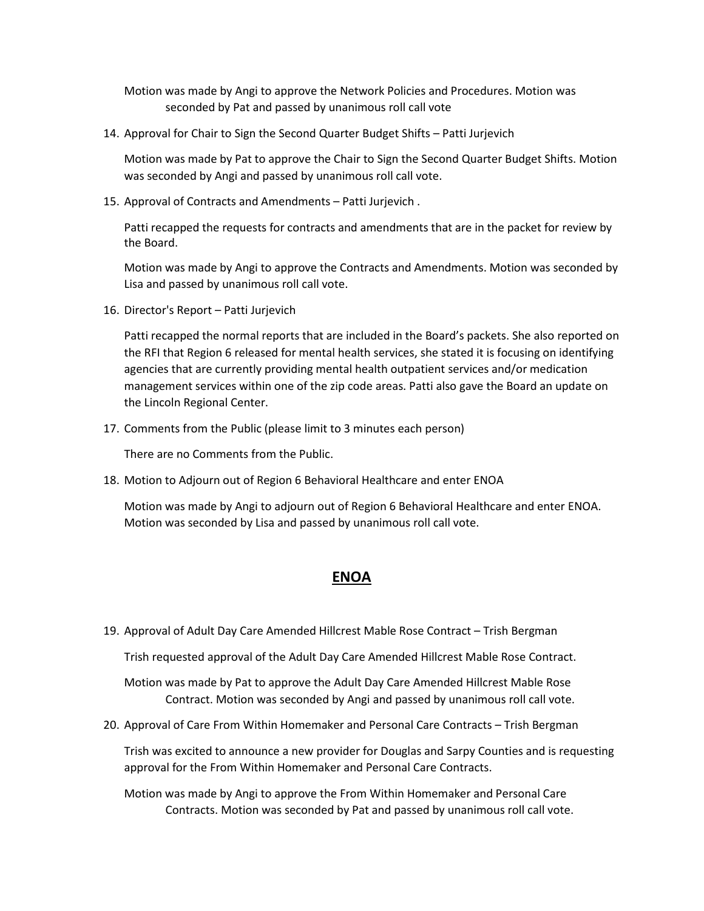Motion was made by Angi to approve the Network Policies and Procedures. Motion was seconded by Pat and passed by unanimous roll call vote

14. Approval for Chair to Sign the Second Quarter Budget Shifts – Patti Jurjevich

    Motion was made by Pat to approve the Chair to Sign the Second Quarter Budget Shifts. Motion was seconded by Angi and passed by unanimous roll call vote.

15. Approval of Contracts and Amendments – Patti Jurjevich .

    Patti recapped the requests for contracts and amendments that are in the packet for review by the Board.

    Motion was made by Angi to approve the Contracts and Amendments. Motion was seconded by Lisa and passed by unanimous roll call vote.

16. Director's Report – Patti Jurjevich

    Patti recapped the normal reports that are included in the Board's packets. She also reported on the RFI that Region 6 released for mental health services, she stated it is focusing on identifying agencies that are currently providing mental health outpatient services and/or medication management services within one of the zip code areas. Patti also gave the Board an update on the Lincoln Regional Center.

17. Comments from the Public (please limit to 3 minutes each person)

    There are no Comments from the Public.

18. Motion to Adjourn out of Region 6 Behavioral Healthcare and enter ENOA

    Motion was made by Angi to adjourn out of Region 6 Behavioral Healthcare and enter ENOA. Motion was seconded by Lisa and passed by unanimous roll call vote.

## ENOA

19. Approval of Adult Day Care Amended Hillcrest Mable Rose Contract – Trish Bergman

    Trish requested approval of the Adult Day Care Amended Hillcrest Mable Rose Contract.

    Motion was made by Pat to approve the Adult Day Care Amended Hillcrest Mable Rose Contract. Motion was seconded by Angi and passed by unanimous roll call vote.

20. Approval of Care From Within Homemaker and Personal Care Contracts – Trish Bergman

    Trish was excited to announce a new provider for Douglas and Sarpy Counties and is requesting approval for the From Within Homemaker and Personal Care Contracts.

    Motion was made by Angi to approve the From Within Homemaker and Personal Care Contracts. Motion was seconded by Pat and passed by unanimous roll call vote.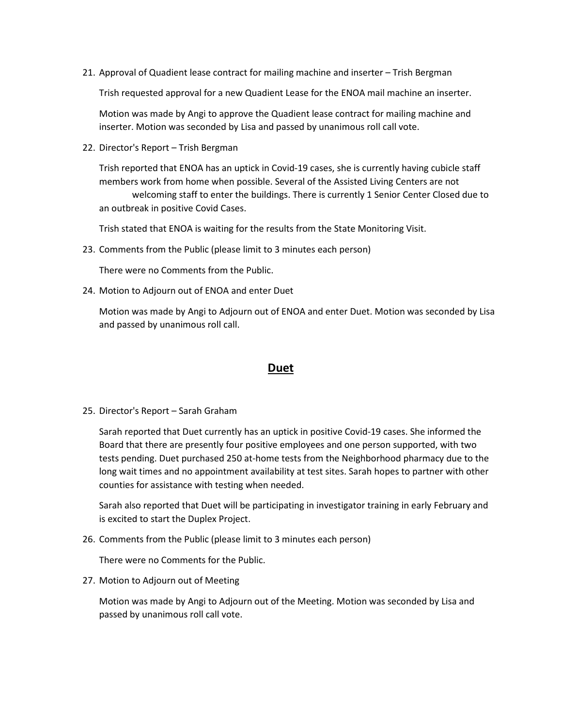21. Approval of Quadient lease contract for mailing machine and inserter – Trish Bergman

    Trish requested approval for a new Quadient Lease for the ENOA mail machine an inserter.

    Motion was made by Angi to approve the Quadient lease contract for mailing machine and inserter. Motion was seconded by Lisa and passed by unanimous roll call vote.

22. Director's Report – Trish Bergman

    Trish reported that ENOA has an uptick in Covid-19 cases, she is currently having cubicle staff members work from home when possible. Several of the Assisted Living Centers are not welcoming staff to enter the buildings. There is currently 1 Senior Center Closed due to an outbreak in positive Covid Cases.

    Trish stated that ENOA is waiting for the results from the State Monitoring Visit.

23. Comments from the Public (please limit to 3 minutes each person)

    There were no Comments from the Public.

24. Motion to Adjourn out of ENOA and enter Duet

    Motion was made by Angi to Adjourn out of ENOA and enter Duet. Motion was seconded by Lisa and passed by unanimous roll call.

## Duet

25. Director's Report – Sarah Graham

    Sarah reported that Duet currently has an uptick in positive Covid-19 cases. She informed the Board that there are presently four positive employees and one person supported, with two tests pending. Duet purchased 250 at-home tests from the Neighborhood pharmacy due to the long wait times and no appointment availability at test sites. Sarah hopes to partner with other counties for assistance with testing when needed.

    Sarah also reported that Duet will be participating in investigator training in early February and is excited to start the Duplex Project.

26. Comments from the Public (please limit to 3 minutes each person)

    There were no Comments for the Public.

27. Motion to Adjourn out of Meeting

    Motion was made by Angi to Adjourn out of the Meeting. Motion was seconded by Lisa and passed by unanimous roll call vote.